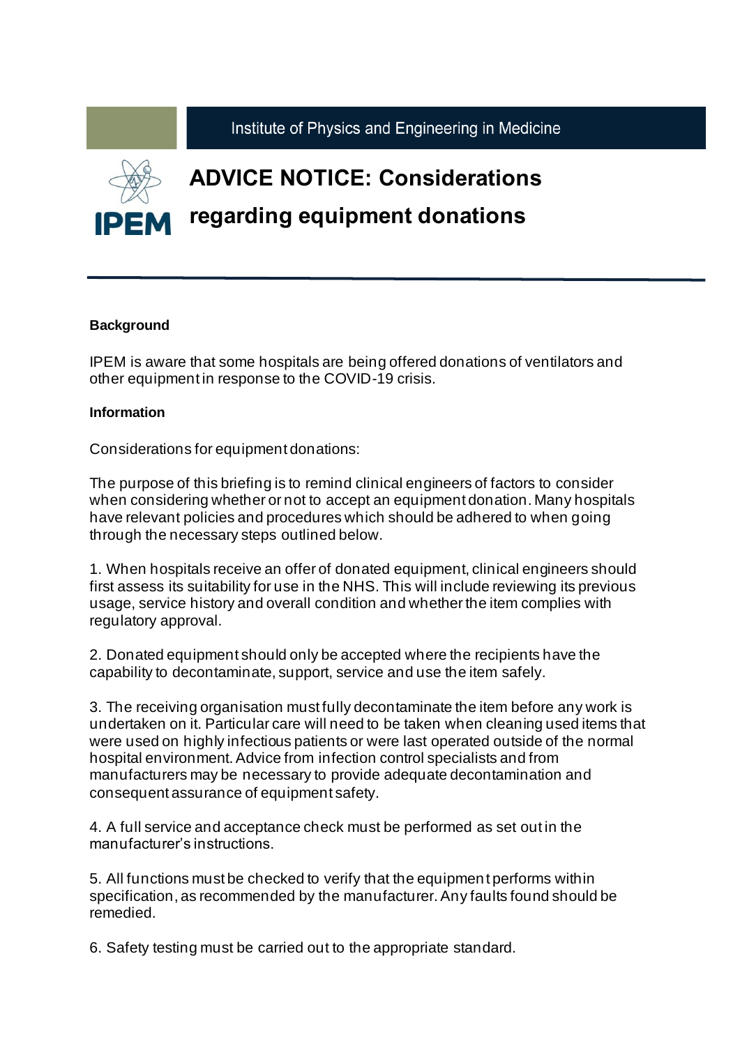Institute of Physics and Engineering in Medicine

IPEM

# ADVICE NOTICE: Considerations regarding equipment donations

**Background**

IPEM is aware that some hospitals are being offered donations of ventilators and other equipment in response to the COVID-19 crisis.

**Information**

Considerations for equipment donations:

The purpose of this briefing is to remind clinical engineers of factors to consider when considering whether or not to accept an equipment donation. Many hospitals have relevant policies and procedures which should be adhered to when going through the necessary steps outlined below.

1. When hospitals receive an offer of donated equipment, clinical engineers should first assess its suitability for use in the NHS. This will include reviewing its previous usage, service history and overall condition and whether the item complies with regulatory approval.

2. Donated equipment should only be accepted where the recipients have the capability to decontaminate, support, service and use the item safely.

3. The receiving organisation must fully decontaminate the item before any work is undertaken on it. Particular care will need to be taken when cleaning used items that were used on highly infectious patients or were last operated outside of the normal hospital environment. Advice from infection control specialists and from manufacturers may be necessary to provide adequate decontamination and consequent assurance of equipment safety.

4. A full service and acceptance check must be performed as set out in the manufacturer's instructions.

5. All functions must be checked to verify that the equipment performs within specification, as recommended by the manufacturer. Any faults found should be remedied.

6. Safety testing must be carried out to the appropriate standard.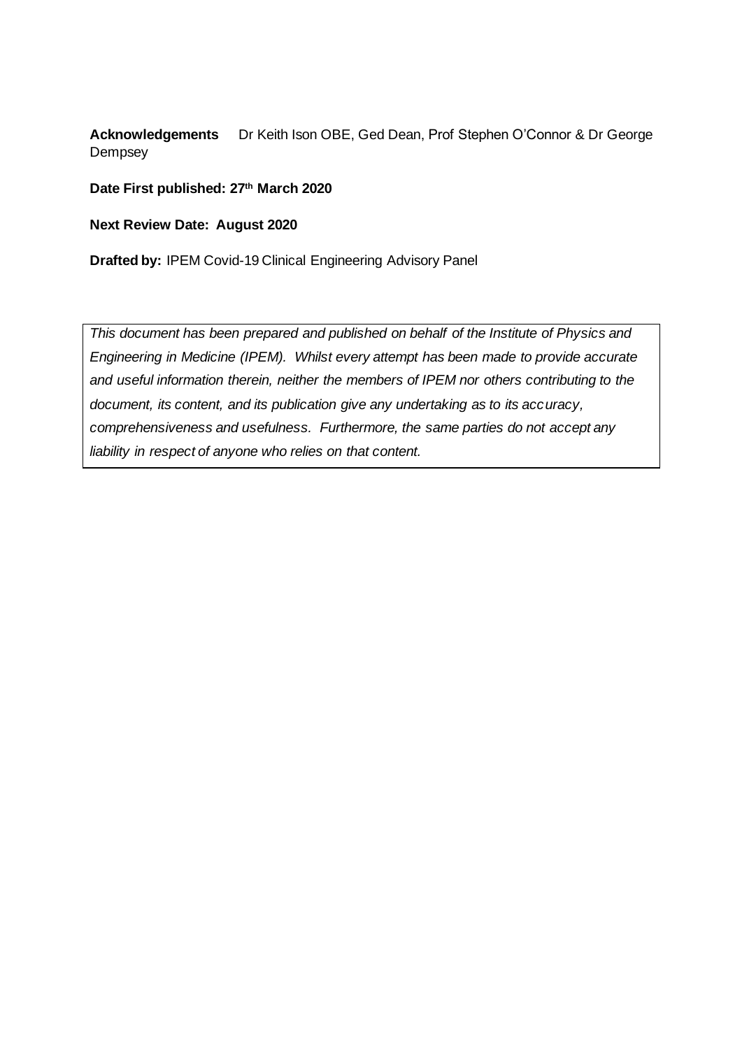**Acknowledgements** Dr Keith Ison OBE, Ged Dean, Prof Stephen O'Connor & Dr George Dempsey

**Date First published: 27th March 2020**

**Next Review Date: August 2020**

**Drafted by:** IPEM Covid-19 Clinical Engineering Advisory Panel

*This document has been prepared and published on behalf of the Institute of Physics and Engineering in Medicine (IPEM). Whilst every attempt has been made to provide accurate and useful information therein, neither the members of IPEM nor others contributing to the document, its content, and its publication give any undertaking as to its accuracy, comprehensiveness and usefulness. Furthermore, the same parties do not accept any liability in respect of anyone who relies on that content.*